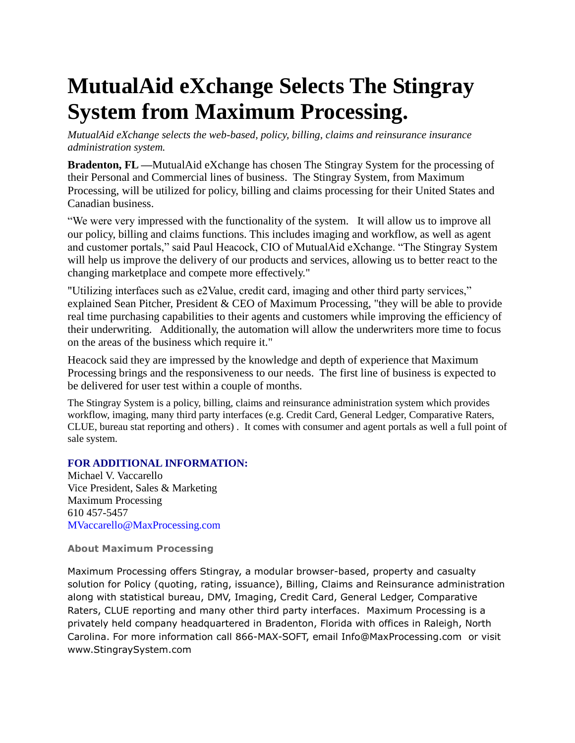# MutualAid eXchange Selects The Stingray System from Maximum Processing.

*MutualAid eXchange selects the web-based, policy, billing, claims and reinsurance insurance administration system.*

**Bradenton, FL —**MutualAid eXchange has chosen The Stingray System for the processing of their Personal and Commercial lines of business. The Stingray System, from Maximum Processing, will be utilized for policy, billing and claims processing for their United States and Canadian business.

“We were very impressed with the functionality of the system. It will allow us to improve all our policy, billing and claims functions. This includes imaging and workflow, as well as agent and customer portals,” said Paul Heacock, CIO of MutualAid eXchange. “The Stingray System will help us improve the delivery of our products and services, allowing us to better react to the changing marketplace and compete more effectively."

"Utilizing interfaces such as e2Value, credit card, imaging and other third party services,” explained Sean Pitcher, President & CEO of Maximum Processing, "they will be able to provide real time purchasing capabilities to their agents and customers while improving the efficiency of their underwriting. Additionally, the automation will allow the underwriters more time to focus on the areas of the business which require it."

Heacock said they are impressed by the knowledge and depth of experience that Maximum Processing brings and the responsiveness to our needs. The first line of business is expected to be delivered for user test within a couple of months.

The Stingray System is a policy, billing, claims and reinsurance administration system which provides workflow, imaging, many third party interfaces (e.g. Credit Card, General Ledger, Comparative Raters, CLUE, bureau stat reporting and others) . It comes with consumer and agent portals as well a full point of sale system.

**FOR ADDITIONAL INFORMATION:**

Michael V. Vaccarello
Vice President, Sales & Marketing
Maximum Processing
610 457-5457
MVaccarello@MaxProcessing.com

**About Maximum Processing**

Maximum Processing offers Stingray, a modular browser-based, property and casualty solution for Policy (quoting, rating, issuance), Billing, Claims and Reinsurance administration along with statistical bureau, DMV, Imaging, Credit Card, General Ledger, Comparative Raters, CLUE reporting and many other third party interfaces. Maximum Processing is a privately held company headquartered in Bradenton, Florida with offices in Raleigh, North Carolina. For more information call 866-MAX-SOFT, email Info@MaxProcessing.com or visit www.StingraySystem.com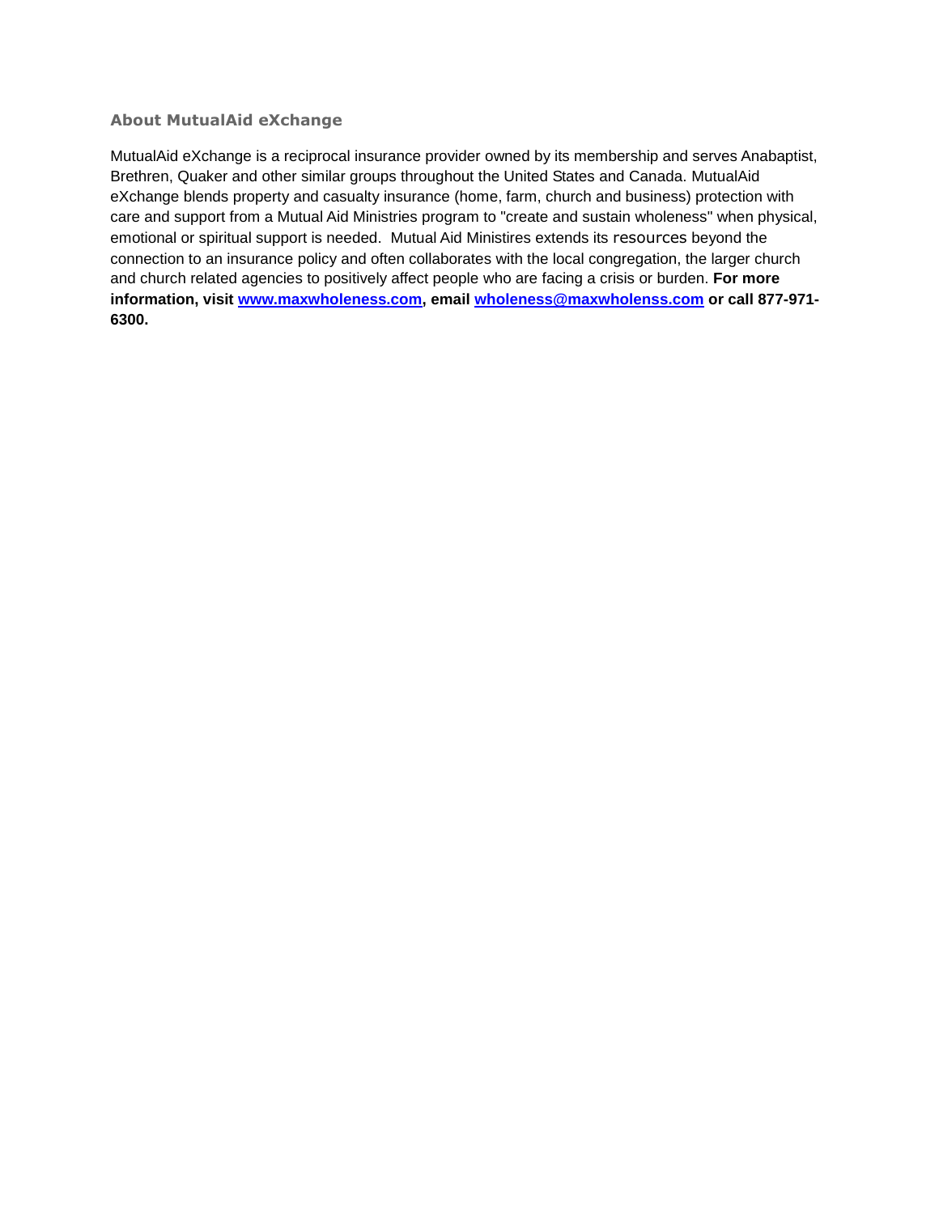### About MutualAid eXchange

MutualAid eXchange is a reciprocal insurance provider owned by its membership and serves Anabaptist, Brethren, Quaker and other similar groups throughout the United States and Canada. MutualAid eXchange blends property and casualty insurance (home, farm, church and business) protection with care and support from a Mutual Aid Ministries program to "create and sustain wholeness" when physical, emotional or spiritual support is needed.  Mutual Aid Ministires extends its resources beyond the connection to an insurance policy and often collaborates with the local congregation, the larger church and church related agencies to positively affect people who are facing a crisis or burden. **For more information, visit [www.maxwholeness.com](www.maxwholeness.com), email [wholeness@maxwholenss.com](mailto:wholeness@maxwholenss.com) or call 877-971-6300.**